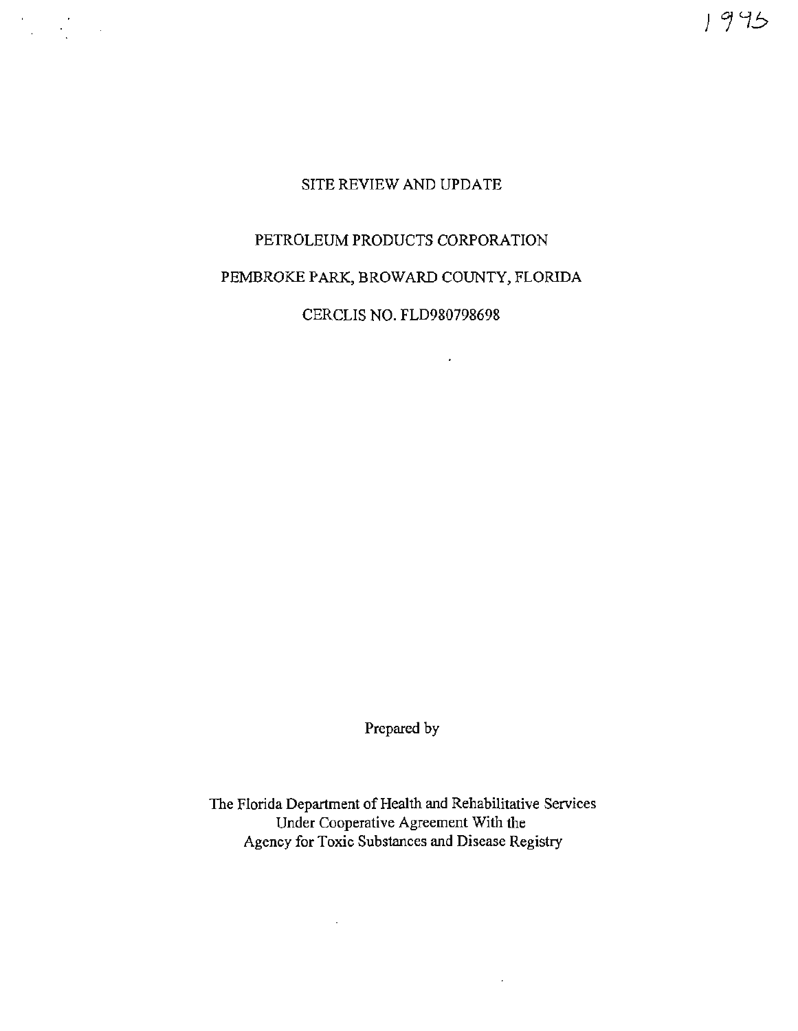1995

# SITE REVIEW AND UPDATE

## PETROLEUM PRODUCTS CORPORATION

## PEMBROKE PARK, BROWARD COUNTY, FLORIDA

## CERCLIS NO. FLD980798698

Prepared by

The Florida Department of Health and Rehabilitative Services
Under Cooperative Agreement With the
Agency for Toxic Substances and Disease Registry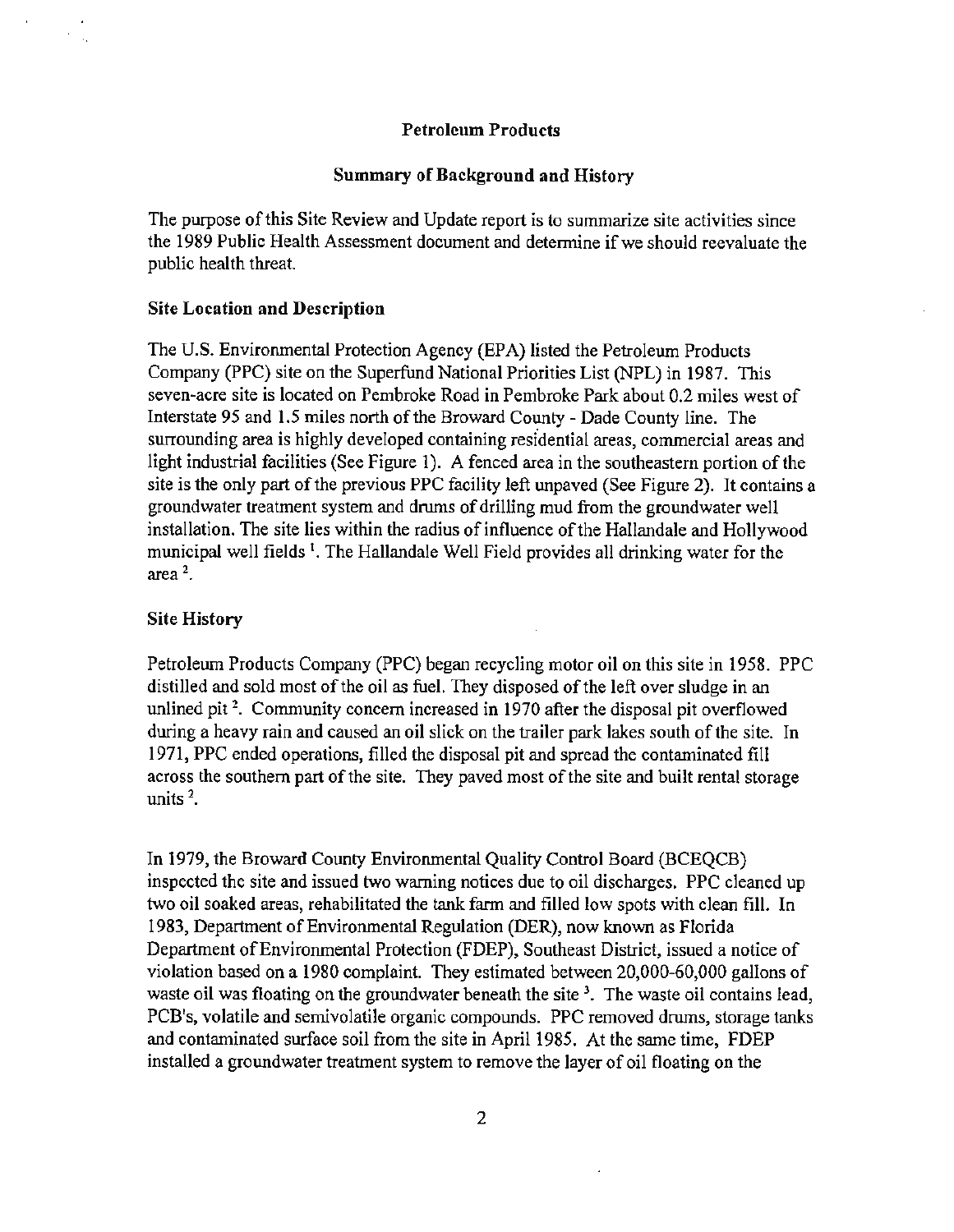# Petroleum Products

## Summary of Background and History

The purpose of this Site Review and Update report is to summarize site activities since the 1989 Public Health Assessment document and determine if we should reevaluate the public health threat.

### Site Location and Description

The U.S. Environmental Protection Agency (EPA) listed the Petroleum Products Company (PPC) site on the Superfund National Priorities List (NPL) in 1987. This seven-acre site is located on Pembroke Road in Pembroke Park about 0.2 miles west of Interstate 95 and 1.5 miles north of the Broward County - Dade County line. The surrounding area is highly developed containing residential areas, commercial areas and light industrial facilities (See Figure 1). A fenced area in the southeastern portion of the site is the only part of the previous PPC facility left unpaved (See Figure 2). It contains a groundwater treatment system and drums of drilling mud from the groundwater well installation. The site lies within the radius of influence of the Hallandale and Hollywood municipal well fields [1]. The Hallandale Well Field provides all drinking water for the area [2].

### Site History

Petroleum Products Company (PPC) began recycling motor oil on this site in 1958. PPC distilled and sold most of the oil as fuel. They disposed of the left over sludge in an unlined pit [2]. Community concern increased in 1970 after the disposal pit overflowed during a heavy rain and caused an oil slick on the trailer park lakes south of the site. In 1971, PPC ended operations, filled the disposal pit and spread the contaminated fill across the southern part of the site. They paved most of the site and built rental storage units [2].

In 1979, the Broward County Environmental Quality Control Board (BCEQCB) inspected the site and issued two warning notices due to oil discharges. PPC cleaned up two oil soaked areas, rehabilitated the tank farm and filled low spots with clean fill. In 1983, Department of Environmental Regulation (DER), now known as Florida Department of Environmental Protection (FDEP), Southeast District, issued a notice of violation based on a 1980 complaint. They estimated between 20,000-60,000 gallons of waste oil was floating on the groundwater beneath the site [3]. The waste oil contains lead, PCB's, volatile and semivolatile organic compounds. PPC removed drums, storage tanks and contaminated surface soil from the site in April 1985. At the same time, FDEP installed a groundwater treatment system to remove the layer of oil floating on the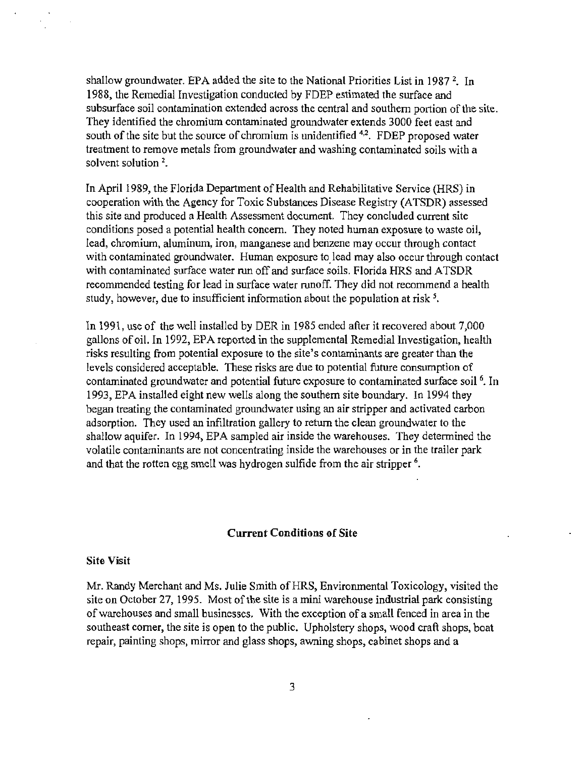shallow groundwater. EPA added the site to the National Priorities List in 1987 [2]. In 1988, the Remedial Investigation conducted by FDEP estimated the surface and subsurface soil contamination extended across the central and southern portion of the site. They identified the chromium contaminated groundwater extends 3000 feet east and south of the site but the source of chromium is unidentified [4,2]. FDEP proposed water treatment to remove metals from groundwater and washing contaminated soils with a solvent solution [2].

In April 1989, the Florida Department of Health and Rehabilitative Service (HRS) in cooperation with the Agency for Toxic Substances Disease Registry (ATSDR) assessed this site and produced a Health Assessment document. They concluded current site conditions posed a potential health concern. They noted human exposure to waste oil, lead, chromium, aluminum, iron, manganese and benzene may occur through contact with contaminated groundwater. Human exposure to lead may also occur through contact with contaminated surface water run off and surface soils. Florida HRS and ATSDR recommended testing for lead in surface water runoff. They did not recommend a health study, however, due to insufficient information about the population at risk [5].

In 1991, use of the well installed by DER in 1985 ended after it recovered about 7,000 gallons of oil. In 1992, EPA reported in the supplemental Remedial Investigation, health risks resulting from potential exposure to the site's contaminants are greater than the levels considered acceptable. These risks are due to potential future consumption of contaminated groundwater and potential future exposure to contaminated surface soil [6]. In 1993, EPA installed eight new wells along the southern site boundary. In 1994 they began treating the contaminated groundwater using an air stripper and activated carbon adsorption. They used an infiltration gallery to return the clean groundwater to the shallow aquifer. In 1994, EPA sampled air inside the warehouses. They determined the volatile contaminants are not concentrating inside the warehouses or in the trailer park and that the rotten egg smell was hydrogen sulfide from the air stripper [6].

## Current Conditions of Site

### Site Visit

Mr. Randy Merchant and Ms. Julie Smith of HRS, Environmental Toxicology, visited the site on October 27, 1995. Most of the site is a mini warehouse industrial park consisting of warehouses and small businesses. With the exception of a small fenced in area in the southeast corner, the site is open to the public. Upholstery shops, wood craft shops, boat repair, painting shops, mirror and glass shops, awning shops, cabinet shops and a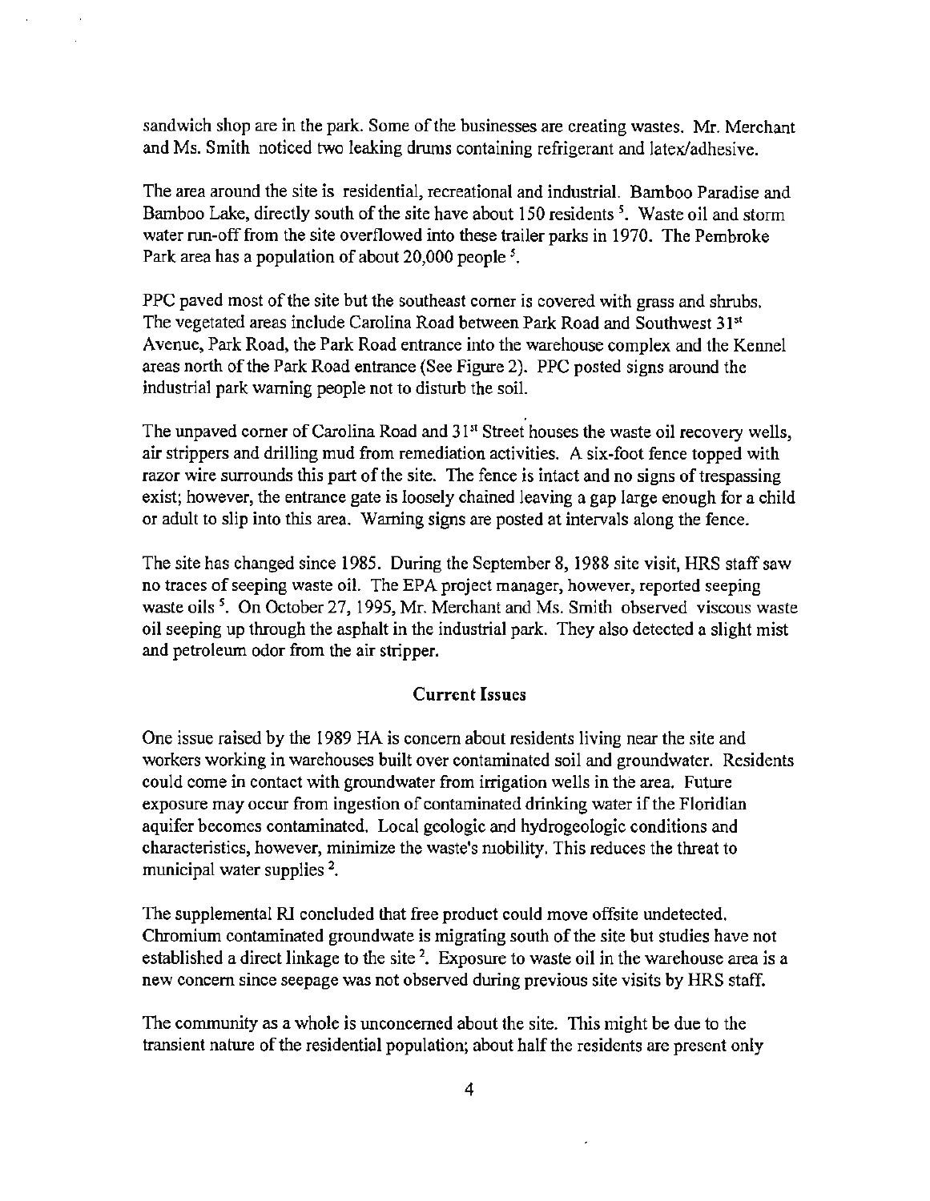sandwich shop are in the park. Some of the businesses are creating wastes. Mr. Merchant and Ms. Smith noticed two leaking drums containing refrigerant and latex/adhesive.

The area around the site is residential, recreational and industrial. Bamboo Paradise and Bamboo Lake, directly south of the site have about 150 residents [5]. Waste oil and storm water run-off from the site overflowed into these trailer parks in 1970. The Pembroke Park area has a population of about 20,000 people [5].

PPC paved most of the site but the southeast corner is covered with grass and shrubs. The vegetated areas include Carolina Road between Park Road and Southwest 31st Avenue, Park Road, the Park Road entrance into the warehouse complex and the Kennel areas north of the Park Road entrance (See Figure 2). PPC posted signs around the industrial park warning people not to disturb the soil.

The unpaved corner of Carolina Road and 31st Street houses the waste oil recovery wells, air strippers and drilling mud from remediation activities. A six-foot fence topped with razor wire surrounds this part of the site. The fence is intact and no signs of trespassing exist; however, the entrance gate is loosely chained leaving a gap large enough for a child or adult to slip into this area. Warning signs are posted at intervals along the fence.

The site has changed since 1985. During the September 8, 1988 site visit, HRS staff saw no traces of seeping waste oil. The EPA project manager, however, reported seeping waste oils [5]. On October 27, 1995, Mr. Merchant and Ms. Smith observed viscous waste oil seeping up through the asphalt in the industrial park. They also detected a slight mist and petroleum odor from the air stripper.

## Current Issues

One issue raised by the 1989 HA is concern about residents living near the site and workers working in warehouses built over contaminated soil and groundwater. Residents could come in contact with groundwater from irrigation wells in the area. Future exposure may occur from ingestion of contaminated drinking water if the Floridian aquifer becomes contaminated. Local geologic and hydrogeologic conditions and characteristics, however, minimize the waste's mobility. This reduces the threat to municipal water supplies [2].

The supplemental RI concluded that free product could move offsite undetected. Chromium contaminated groundwate is migrating south of the site but studies have not established a direct linkage to the site [2]. Exposure to waste oil in the warehouse area is a new concern since seepage was not observed during previous site visits by HRS staff.

The community as a whole is unconcerned about the site. This might be due to the transient nature of the residential population; about half the residents are present only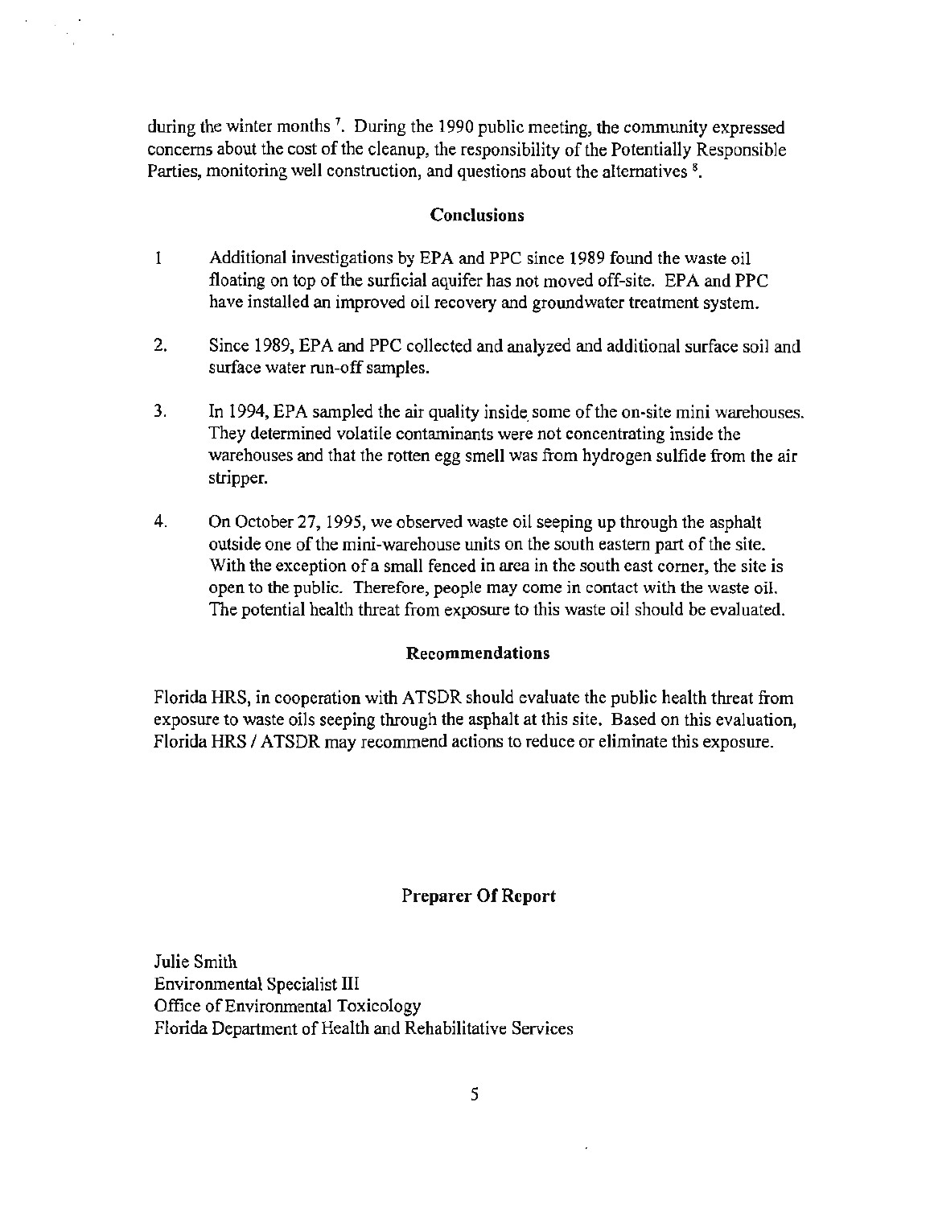during the winter months [7]. During the 1990 public meeting, the community expressed concerns about the cost of the cleanup, the responsibility of the Potentially Responsible Parties, monitoring well construction, and questions about the alternatives [8].

## Conclusions

1. Additional investigations by EPA and PPC since 1989 found the waste oil floating on top of the surficial aquifer has not moved off-site. EPA and PPC have installed an improved oil recovery and groundwater treatment system.

2. Since 1989, EPA and PPC collected and analyzed and additional surface soil and surface water run-off samples.

3. In 1994, EPA sampled the air quality inside some of the on-site mini warehouses. They determined volatile contaminants were not concentrating inside the warehouses and that the rotten egg smell was from hydrogen sulfide from the air stripper.

4. On October 27, 1995, we observed waste oil seeping up through the asphalt outside one of the mini-warehouse units on the south eastern part of the site. With the exception of a small fenced in area in the south east corner, the site is open to the public. Therefore, people may come in contact with the waste oil. The potential health threat from exposure to this waste oil should be evaluated.

## Recommendations

Florida HRS, in cooperation with ATSDR should evaluate the public health threat from exposure to waste oils seeping through the asphalt at this site. Based on this evaluation, Florida HRS / ATSDR may recommend actions to reduce or eliminate this exposure.

## Preparer Of Report

Julie Smith
Environmental Specialist III
Office of Environmental Toxicology
Florida Department of Health and Rehabilitative Services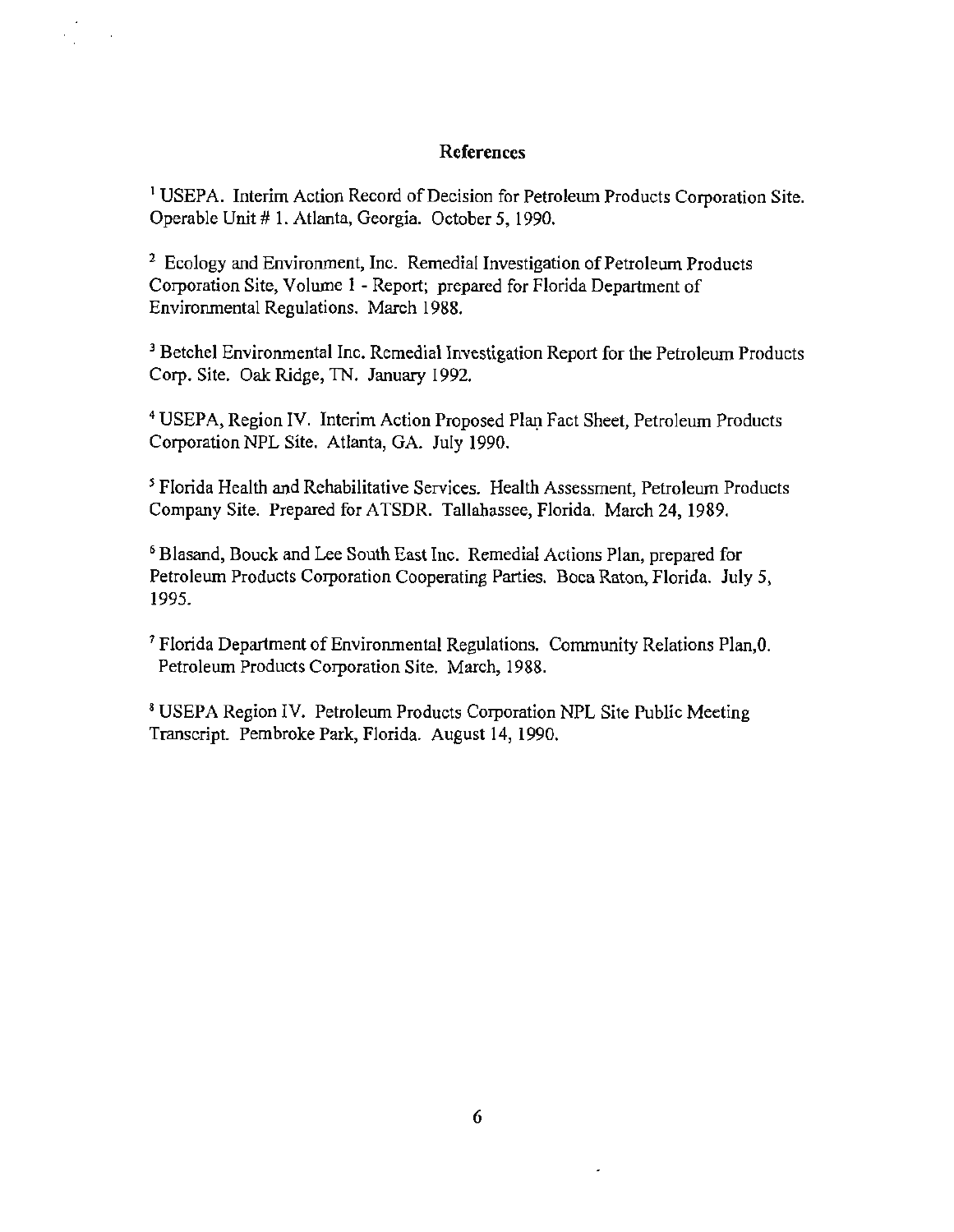## References

[1] USEPA. Interim Action Record of Decision for Petroleum Products Corporation Site. Operable Unit # 1. Atlanta, Georgia. October 5, 1990.

[2] Ecology and Environment, Inc. Remedial Investigation of Petroleum Products Corporation Site, Volume 1 - Report; prepared for Florida Department of Environmental Regulations. March 1988.

[3] Betchel Environmental Inc. Remedial Investigation Report for the Petroleum Products Corp. Site. Oak Ridge, TN. January 1992.

[4] USEPA, Region IV. Interim Action Proposed Plan Fact Sheet, Petroleum Products Corporation NPL Site. Atlanta, GA. July 1990.

[5] Florida Health and Rehabilitative Services. Health Assessment, Petroleum Products Company Site. Prepared for ATSDR. Tallahassee, Florida. March 24, 1989.

[6] Blasand, Bouck and Lee South East Inc. Remedial Actions Plan, prepared for Petroleum Products Corporation Cooperating Parties. Boca Raton, Florida. July 5, 1995.

[7] Florida Department of Environmental Regulations. Community Relations Plan,0. Petroleum Products Corporation Site. March, 1988.

[8] USEPA Region IV. Petroleum Products Corporation NPL Site Public Meeting Transcript. Pembroke Park, Florida. August 14, 1990.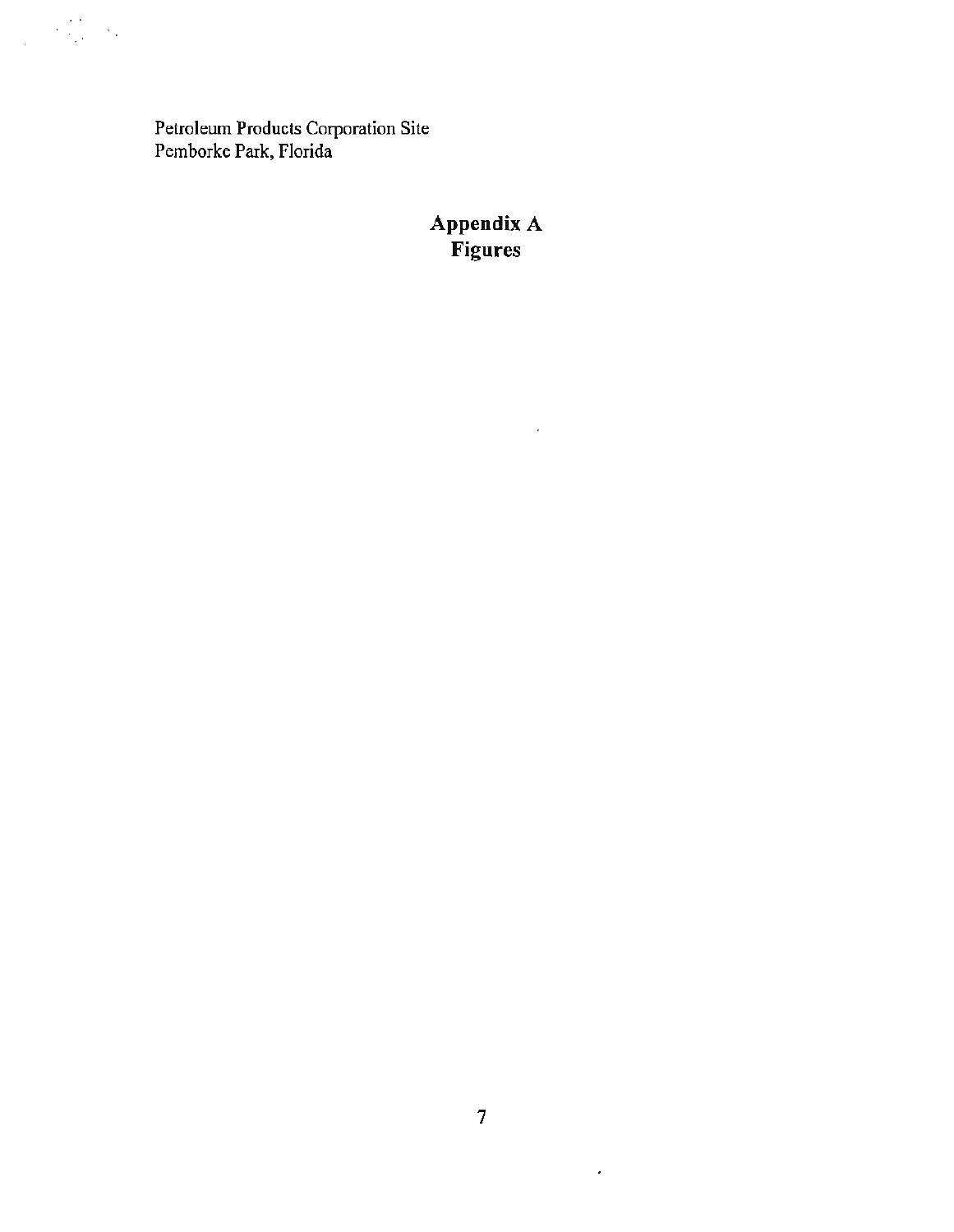Petroleum Products Corporation Site
Pemborke Park, Florida

# Appendix A
# Figures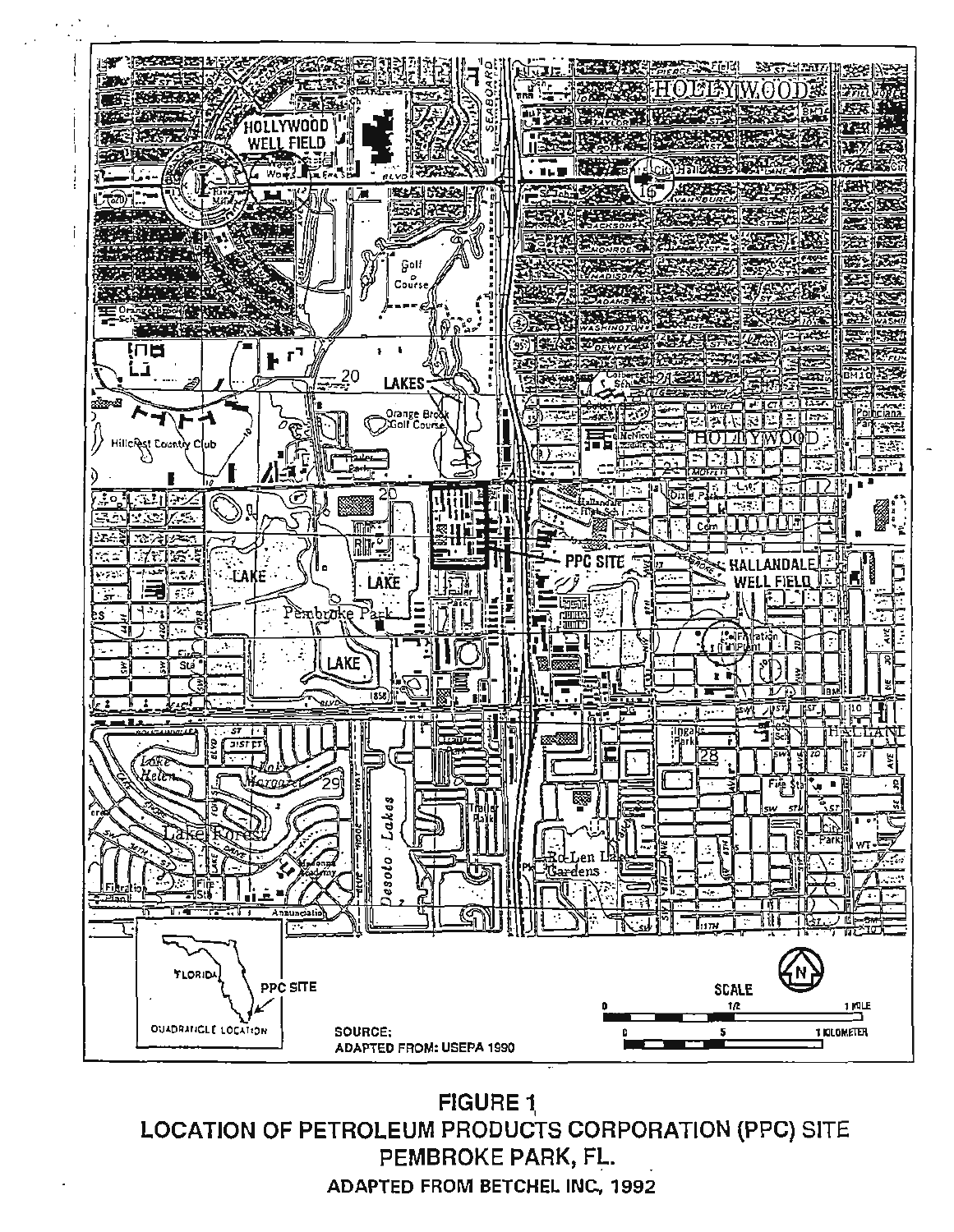**FIGURE 1**
**LOCATION OF PETROLEUM PRODUCTS CORPORATION (PPC) SITE**
**PEMBROKE PARK, FL.**
**ADAPTED FROM BETCHEL INC, 1992**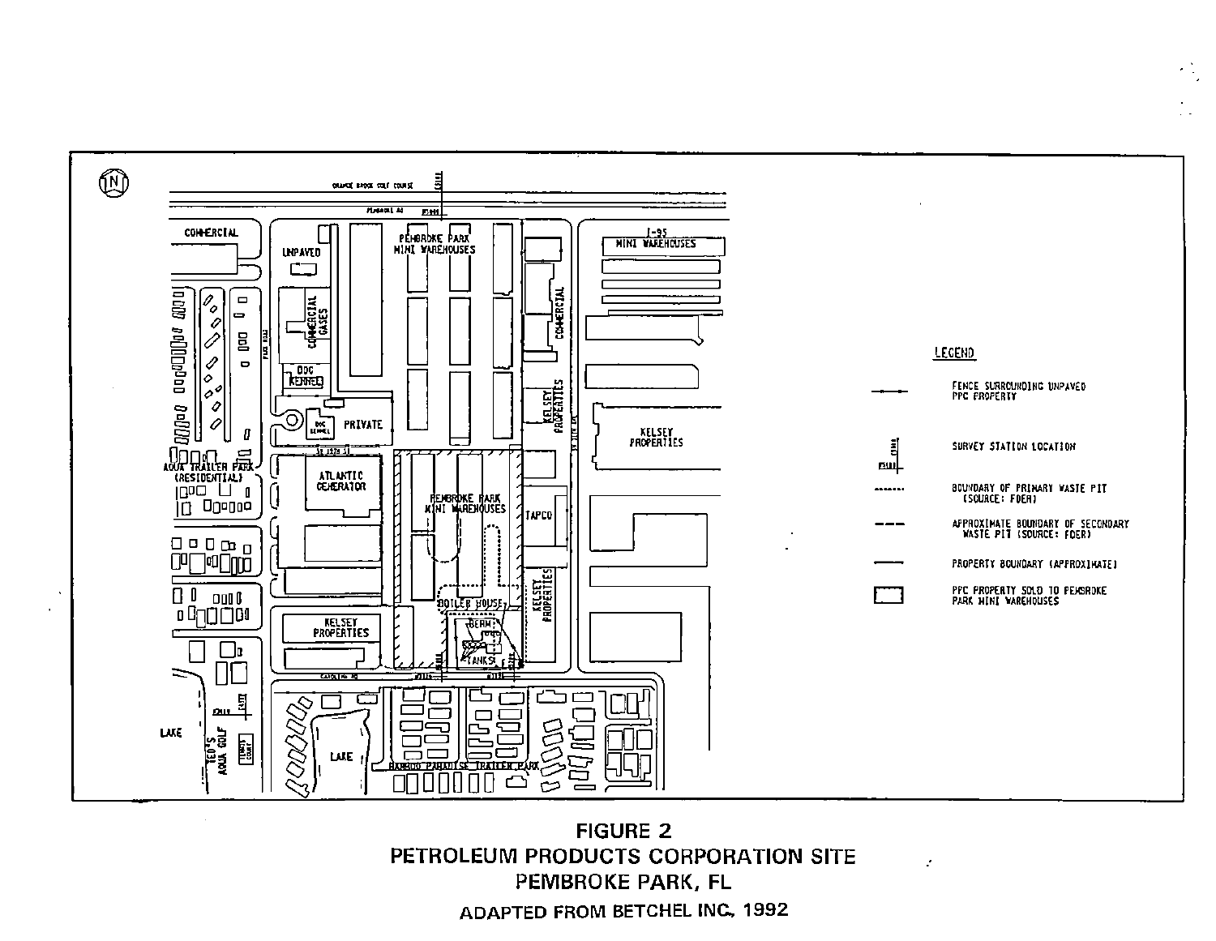FIGURE 2
PETROLEUM PRODUCTS CORPORATION SITE
PEMBROKE PARK, FL

ADAPTED FROM BETCHEL INC, 1992